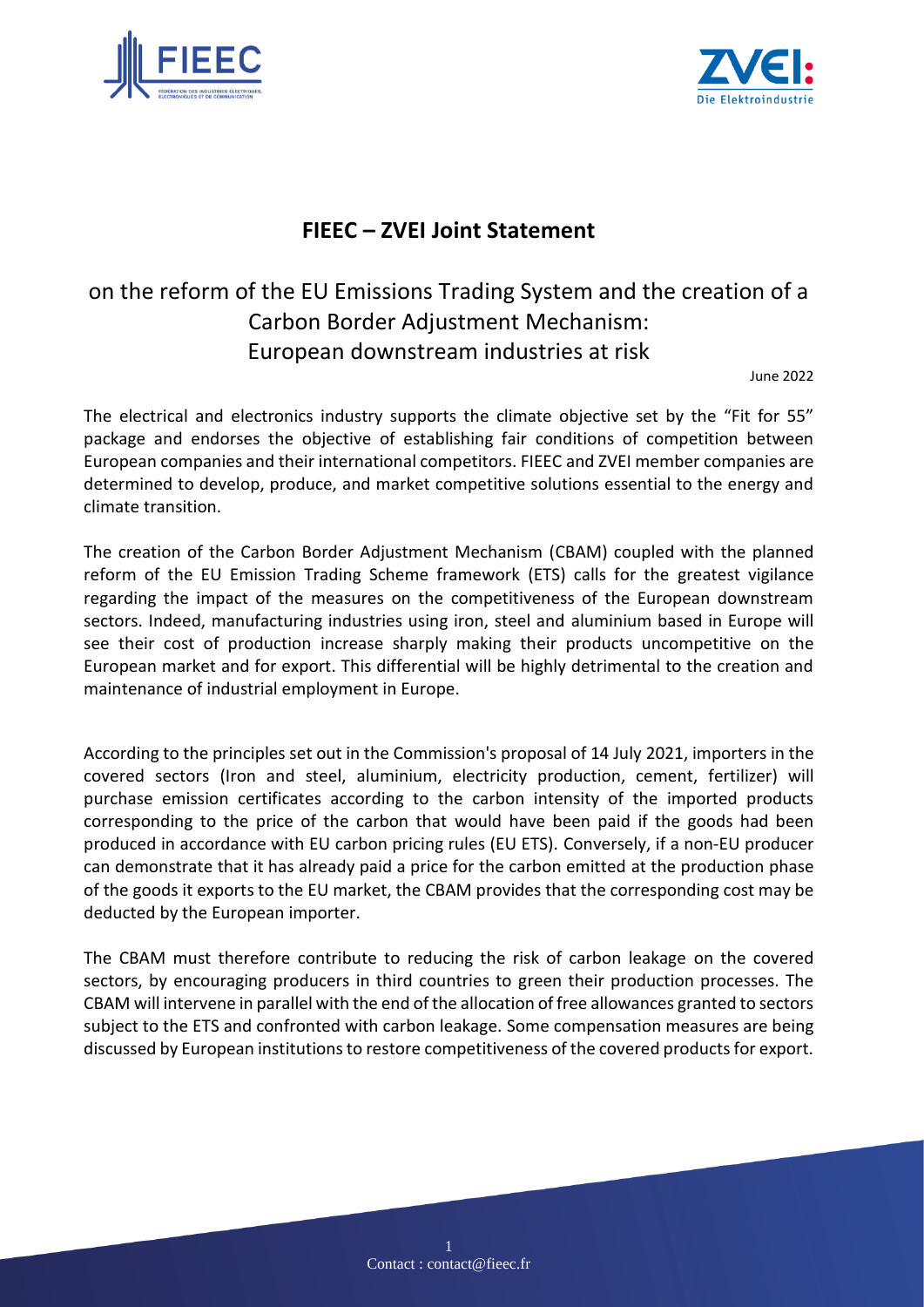# FIEEC – ZVEI Joint Statement

## on the reform of the EU Emissions Trading System and the creation of a Carbon Border Adjustment Mechanism: European downstream industries at risk

June 2022

The electrical and electronics industry supports the climate objective set by the "Fit for 55" package and endorses the objective of establishing fair conditions of competition between European companies and their international competitors. FIEEC and ZVEI member companies are determined to develop, produce, and market competitive solutions essential to the energy and climate transition.

The creation of the Carbon Border Adjustment Mechanism (CBAM) coupled with the planned reform of the EU Emission Trading Scheme framework (ETS) calls for the greatest vigilance regarding the impact of the measures on the competitiveness of the European downstream sectors. Indeed, manufacturing industries using iron, steel and aluminium based in Europe will see their cost of production increase sharply making their products uncompetitive on the European market and for export. This differential will be highly detrimental to the creation and maintenance of industrial employment in Europe.

According to the principles set out in the Commission's proposal of 14 July 2021, importers in the covered sectors (Iron and steel, aluminium, electricity production, cement, fertilizer) will purchase emission certificates according to the carbon intensity of the imported products corresponding to the price of the carbon that would have been paid if the goods had been produced in accordance with EU carbon pricing rules (EU ETS). Conversely, if a non-EU producer can demonstrate that it has already paid a price for the carbon emitted at the production phase of the goods it exports to the EU market, the CBAM provides that the corresponding cost may be deducted by the European importer.

The CBAM must therefore contribute to reducing the risk of carbon leakage on the covered sectors, by encouraging producers in third countries to green their production processes. The CBAM will intervene in parallel with the end of the allocation of free allowances granted to sectors subject to the ETS and confronted with carbon leakage. Some compensation measures are being discussed by European institutions to restore competitiveness of the covered products for export.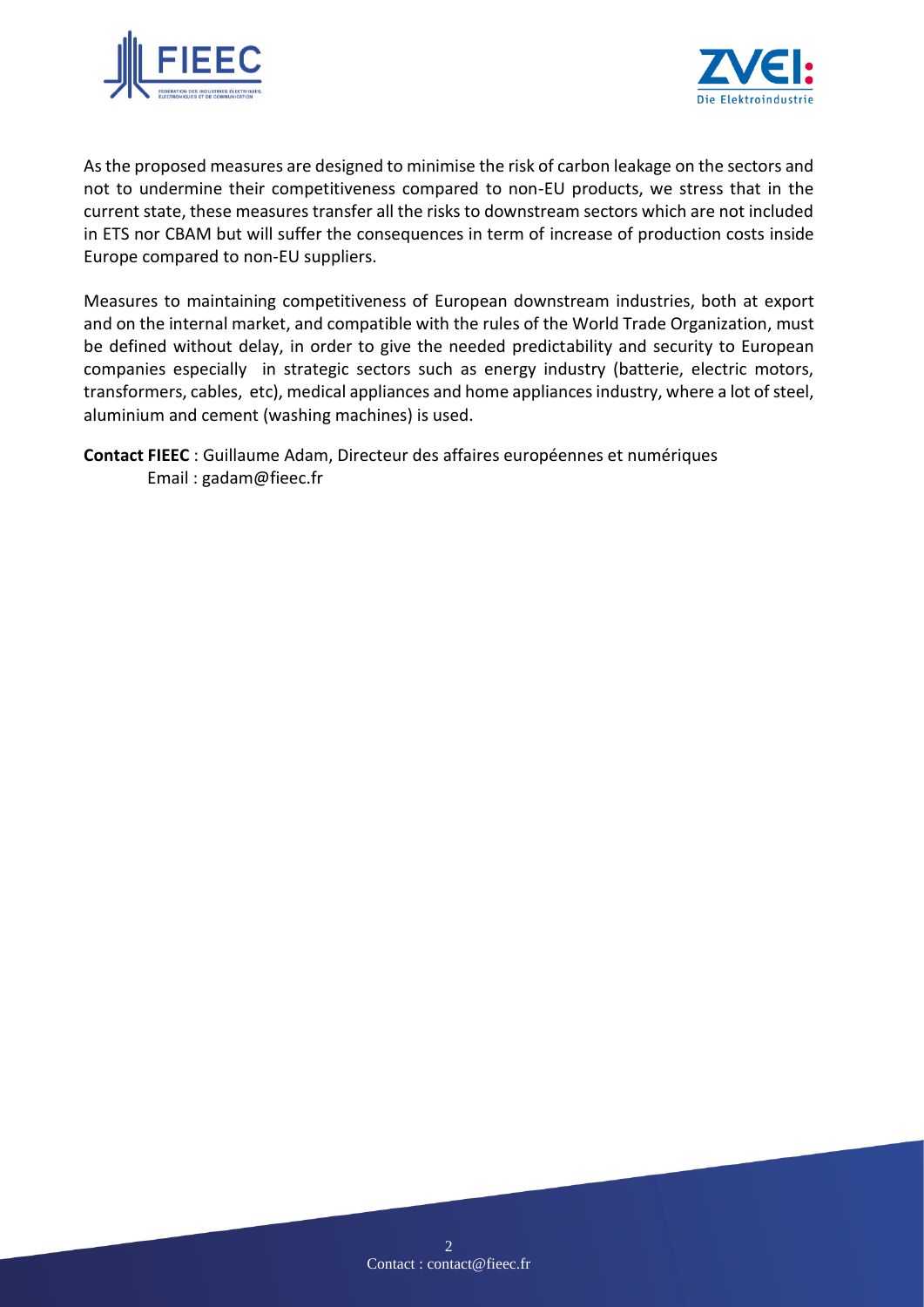As the proposed measures are designed to minimise the risk of carbon leakage on the sectors and not to undermine their competitiveness compared to non-EU products, we stress that in the current state, these measures transfer all the risks to downstream sectors which are not included in ETS nor CBAM but will suffer the consequences in term of increase of production costs inside Europe compared to non-EU suppliers.

Measures to maintaining competitiveness of European downstream industries, both at export and on the internal market, and compatible with the rules of the World Trade Organization, must be defined without delay, in order to give the needed predictability and security to European companies especially in strategic sectors such as energy industry (batterie, electric motors, transformers, cables, etc), medical appliances and home appliances industry, where a lot of steel, aluminium and cement (washing machines) is used.

**Contact FIEEC** : Guillaume Adam, Directeur des affaires européennes et numériques
Email : gadam@fieec.fr